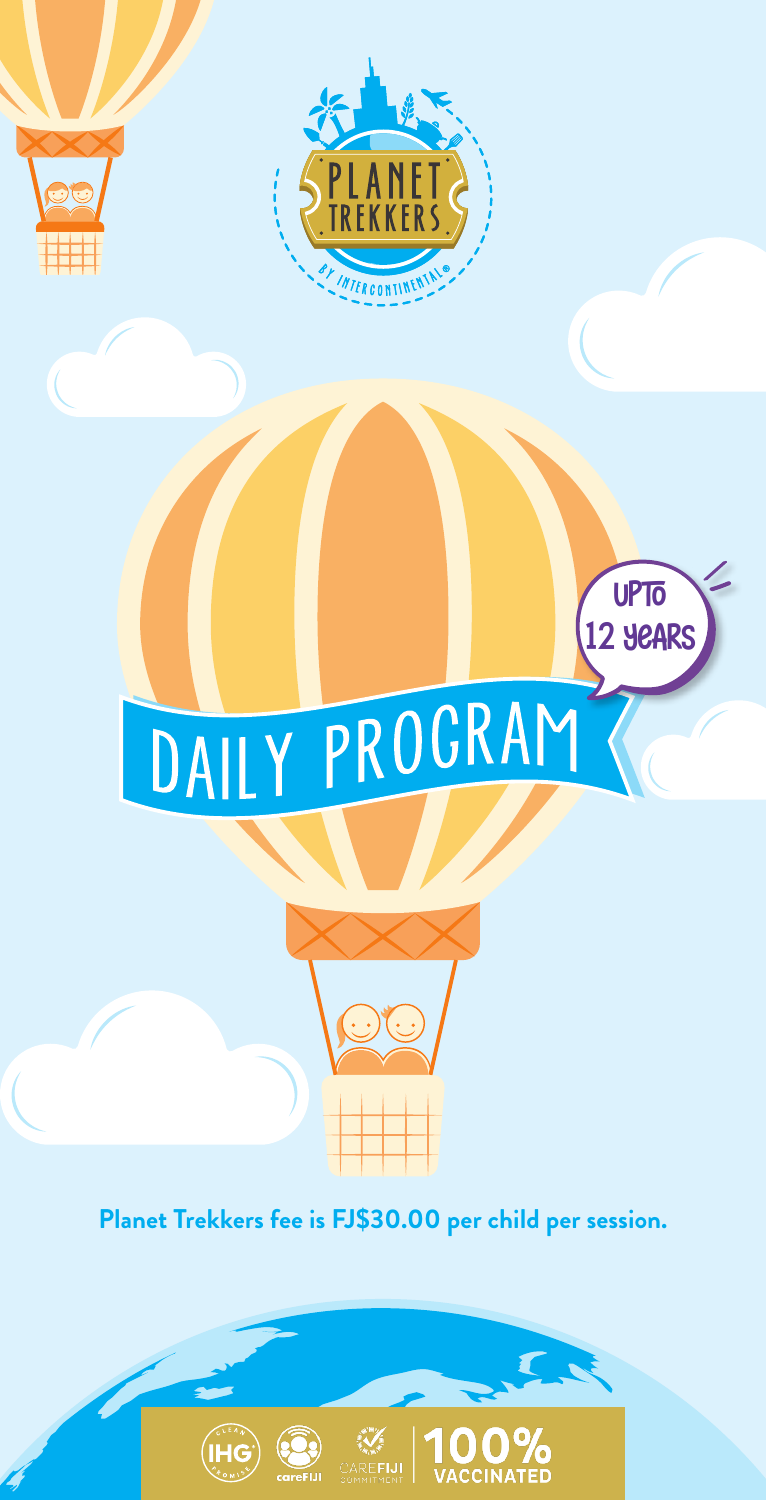PLANET TREKKERS

BY INTERCONTINENTAL®

# DAILY PROGRAM

UPTO 12 YEARS

**Planet Trekkers fee is FJ$30.00 per child per session.**

IHG CLEAN PROMISE | careFIJI | CAREFIJI COMMITMENT | 100% VACCINATED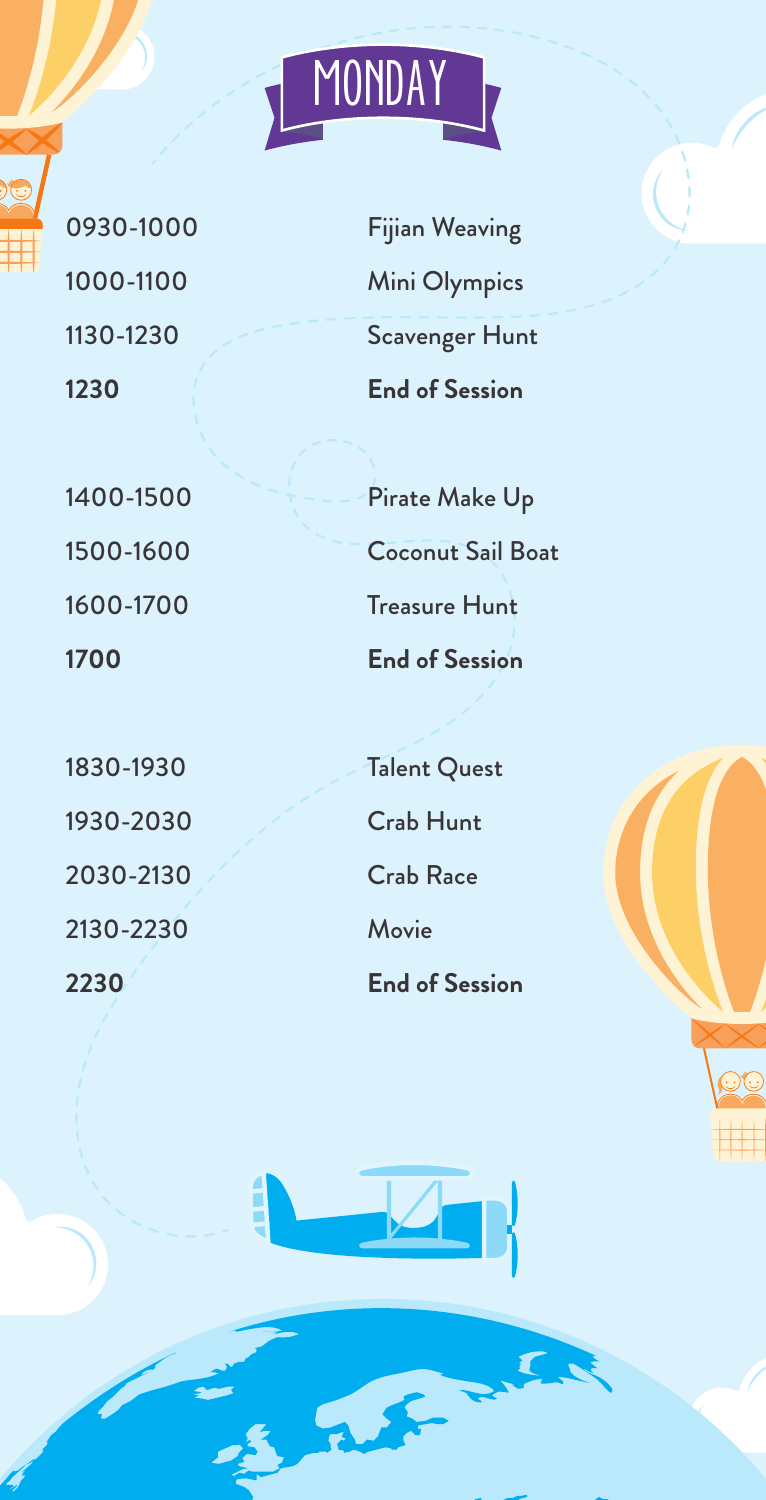# MONDAY

| | |
|---|---|
| 0930-1000 | Fijian Weaving |
| 1000-1100 | Mini Olympics |
| 1130-1230 | Scavenger Hunt |
| **1230** | **End of Session** |
| | |
| 1400-1500 | Pirate Make Up |
| 1500-1600 | Coconut Sail Boat |
| 1600-1700 | Treasure Hunt |
| **1700** | **End of Session** |
| | |
| 1830-1930 | Talent Quest |
| 1930-2030 | Crab Hunt |
| 2030-2130 | Crab Race |
| 2130-2230 | Movie |
| **2230** | **End of Session** |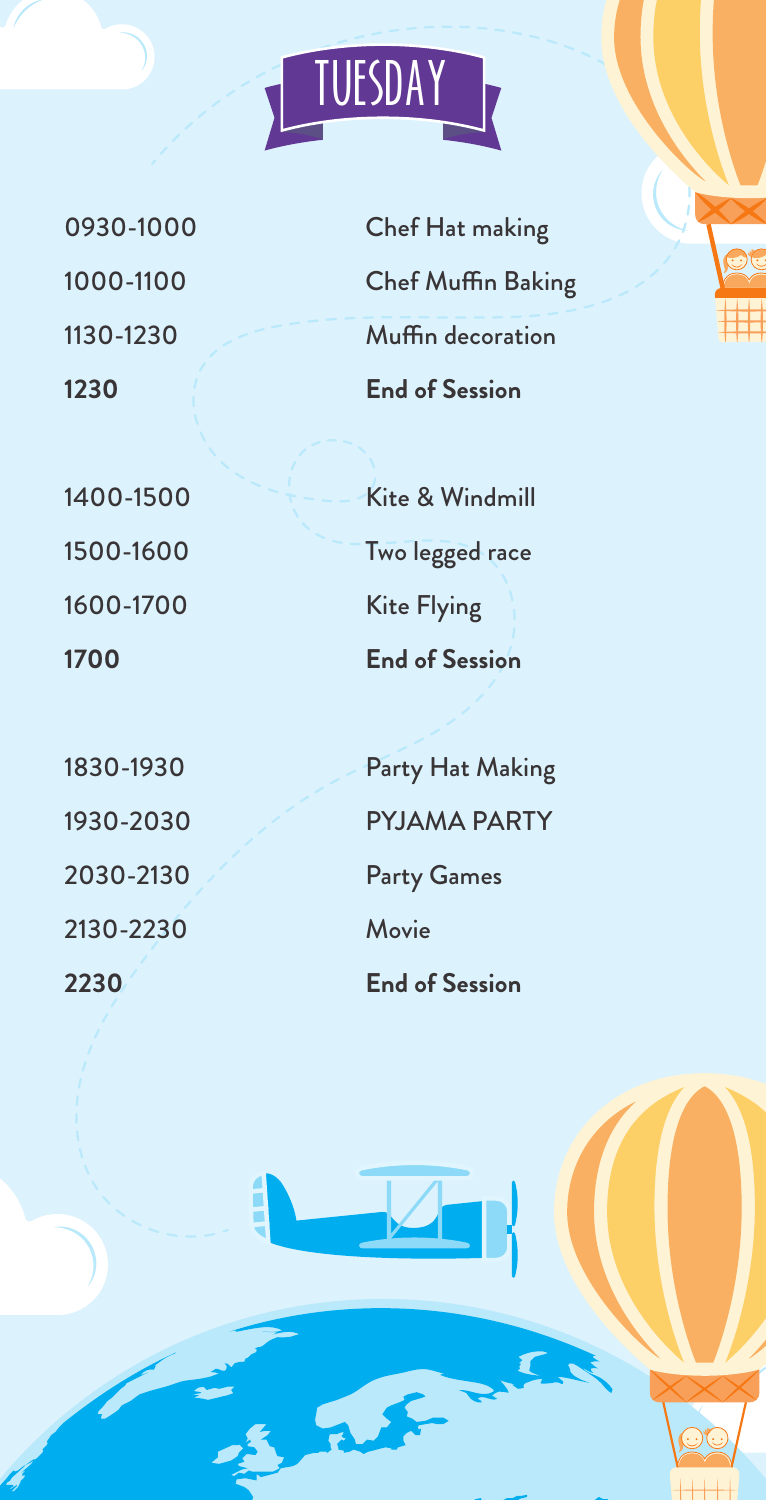# TUESDAY

| | |
|---|---|
| 0930-1000 | Chef Hat making |
| 1000-1100 | Chef Muffin Baking |
| 1130-1230 | Muffin decoration |
| **1230** | **End of Session** |
| | |
| 1400-1500 | Kite & Windmill |
| 1500-1600 | Two legged race |
| 1600-1700 | Kite Flying |
| **1700** | **End of Session** |
| | |
| 1830-1930 | Party Hat Making |
| 1930-2030 | PYJAMA PARTY |
| 2030-2130 | Party Games |
| 2130-2230 | Movie |
| **2230** | **End of Session** |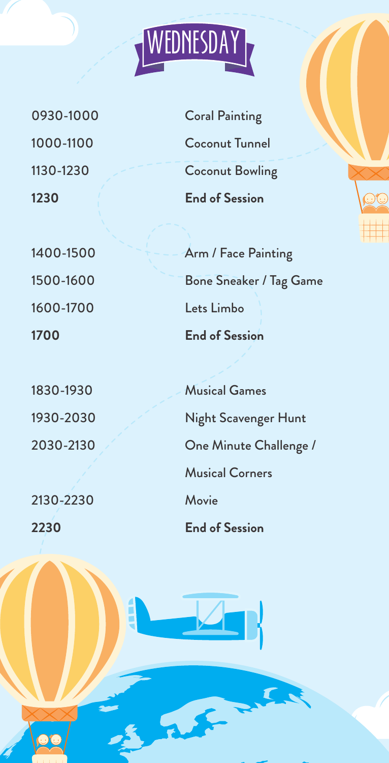# WEDNESDAY

| | |
|---|---|
| 0930-1000 | Coral Painting |
| 1000-1100 | Coconut Tunnel |
| 1130-1230 | Coconut Bowling |
| **1230** | **End of Session** |
| 1400-1500 | Arm / Face Painting |
| 1500-1600 | Bone Sneaker / Tag Game |
| 1600-1700 | Lets Limbo |
| **1700** | **End of Session** |
| 1830-1930 | Musical Games |
| 1930-2030 | Night Scavenger Hunt |
| 2030-2130 | One Minute Challenge / Musical Corners |
| 2130-2230 | Movie |
| **2230** | **End of Session** |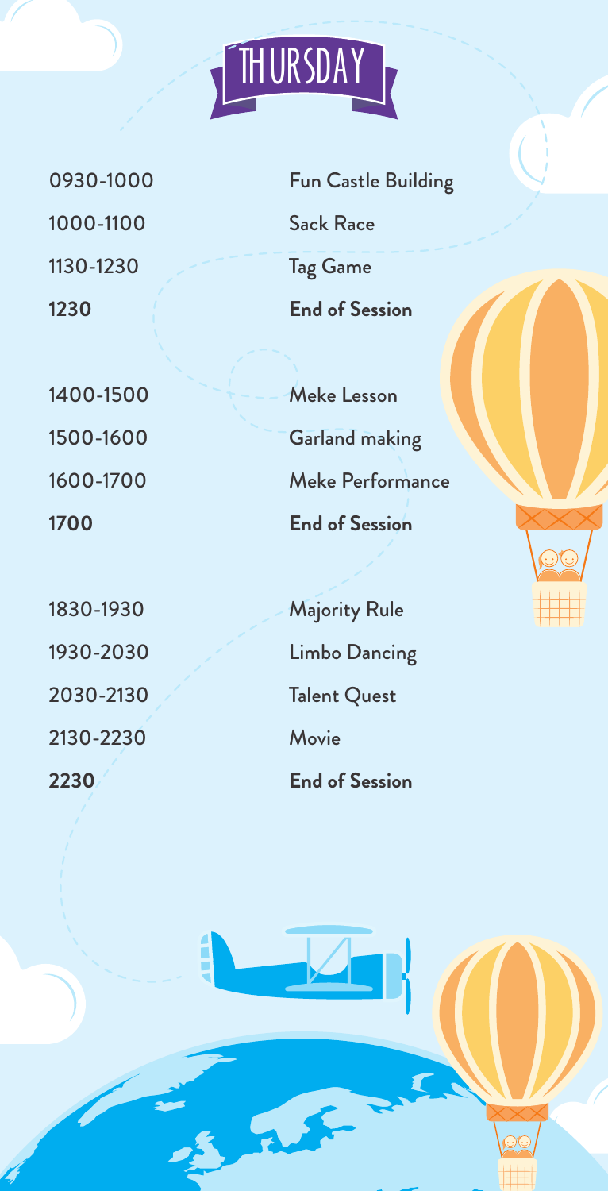# THURSDAY

| | |
|---|---|
| 0930-1000 | Fun Castle Building |
| 1000-1100 | Sack Race |
| 1130-1230 | Tag Game |
| **1230** | **End of Session** |
| 1400-1500 | Meke Lesson |
| 1500-1600 | Garland making |
| 1600-1700 | Meke Performance |
| **1700** | **End of Session** |
| 1830-1930 | Majority Rule |
| 1930-2030 | Limbo Dancing |
| 2030-2130 | Talent Quest |
| 2130-2230 | Movie |
| **2230** | **End of Session** |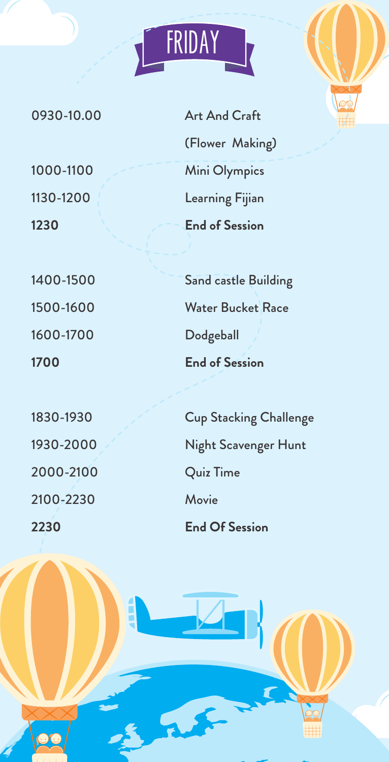# FRIDAY

| | |
|---|---|
| 0930-10.00 | Art And Craft (Flower Making) |
| 1000-1100 | Mini Olympics |
| 1130-1200 | Learning Fijian |
| **1230** | **End of Session** |
| 1400-1500 | Sand castle Building |
| 1500-1600 | Water Bucket Race |
| 1600-1700 | Dodgeball |
| **1700** | **End of Session** |
| 1830-1930 | Cup Stacking Challenge |
| 1930-2000 | Night Scavenger Hunt |
| 2000-2100 | Quiz Time |
| 2100-2230 | Movie |
| **2230** | **End Of Session** |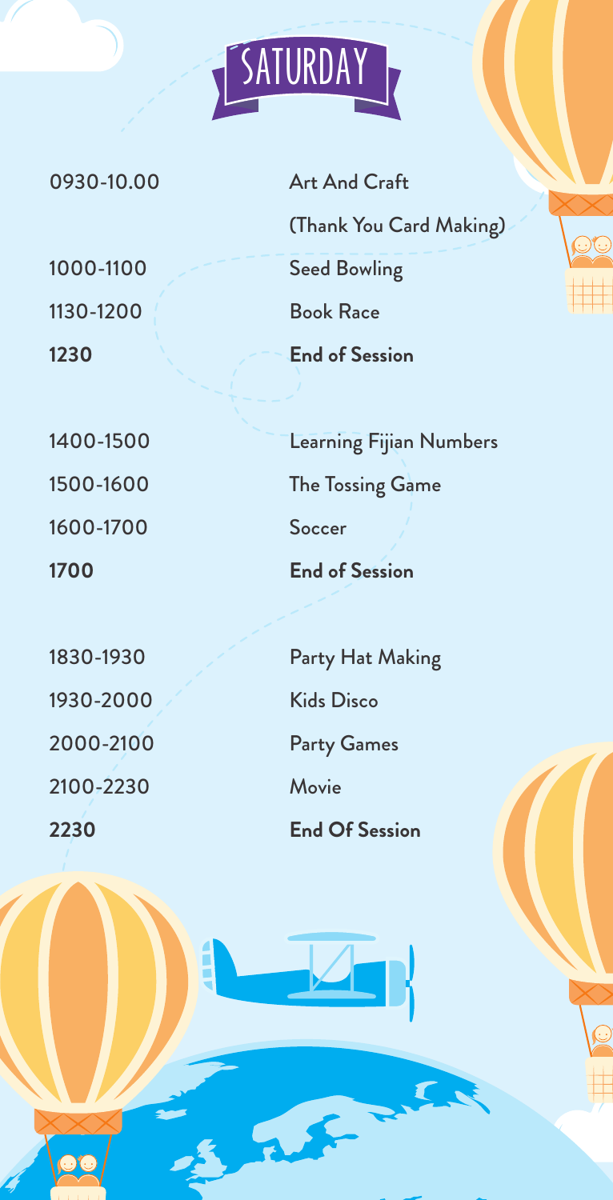# SATURDAY

| | |
|---|---|
| 0930-10.00 | Art And Craft (Thank You Card Making) |
| 1000-1100 | Seed Bowling |
| 1130-1200 | Book Race |
| **1230** | **End of Session** |
| 1400-1500 | Learning Fijian Numbers |
| 1500-1600 | The Tossing Game |
| 1600-1700 | Soccer |
| **1700** | **End of Session** |
| 1830-1930 | Party Hat Making |
| 1930-2000 | Kids Disco |
| 2000-2100 | Party Games |
| 2100-2230 | Movie |
| **2230** | **End Of Session** |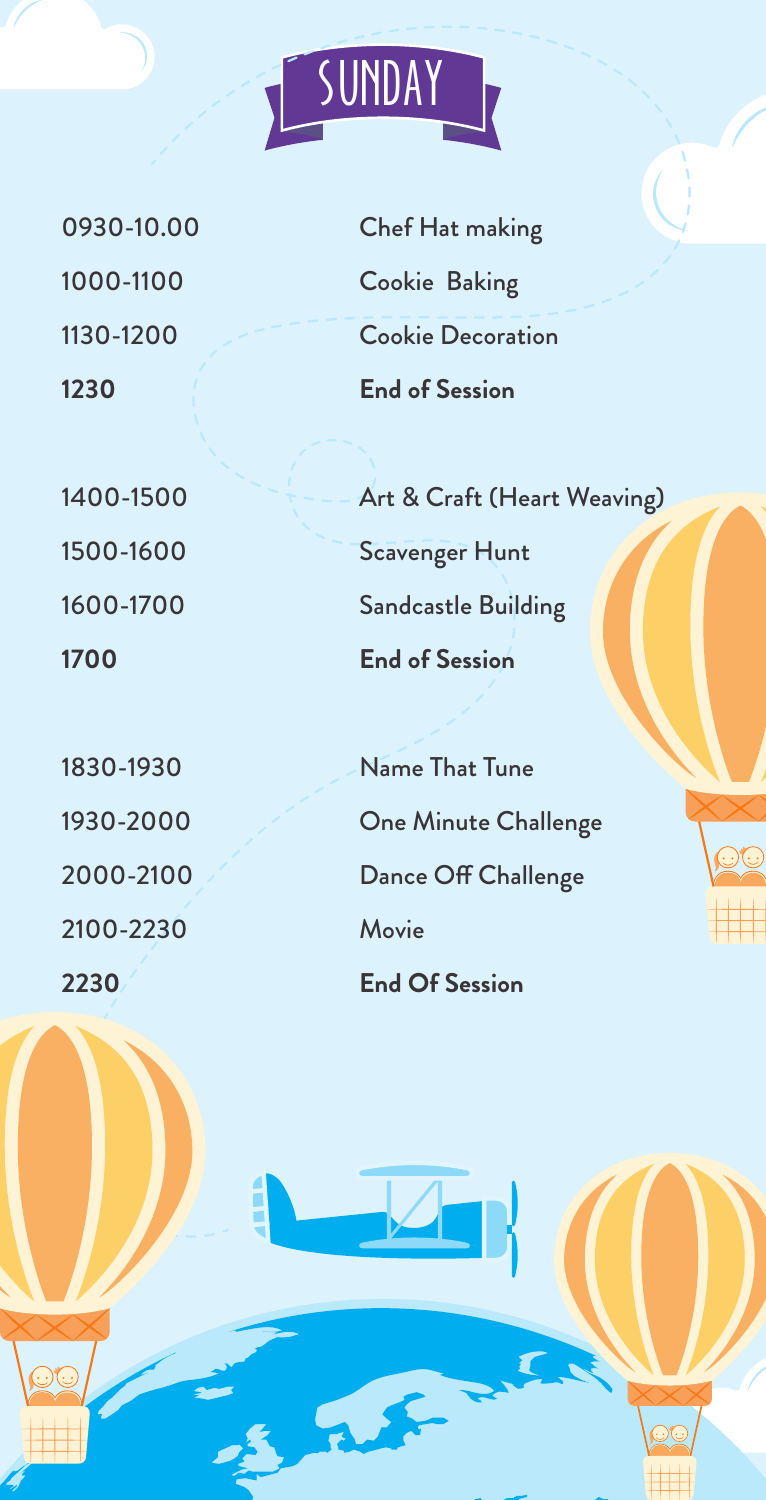# SUNDAY

| | |
|---|---|
| 0930-10.00 | Chef Hat making |
| 1000-1100 | Cookie Baking |
| 1130-1200 | Cookie Decoration |
| **1230** | **End of Session** |
| 1400-1500 | Art & Craft (Heart Weaving) |
| 1500-1600 | Scavenger Hunt |
| 1600-1700 | Sandcastle Building |
| **1700** | **End of Session** |
| 1830-1930 | Name That Tune |
| 1930-2000 | One Minute Challenge |
| 2000-2100 | Dance Off Challenge |
| 2100-2230 | Movie |
| **2230** | **End Of Session** |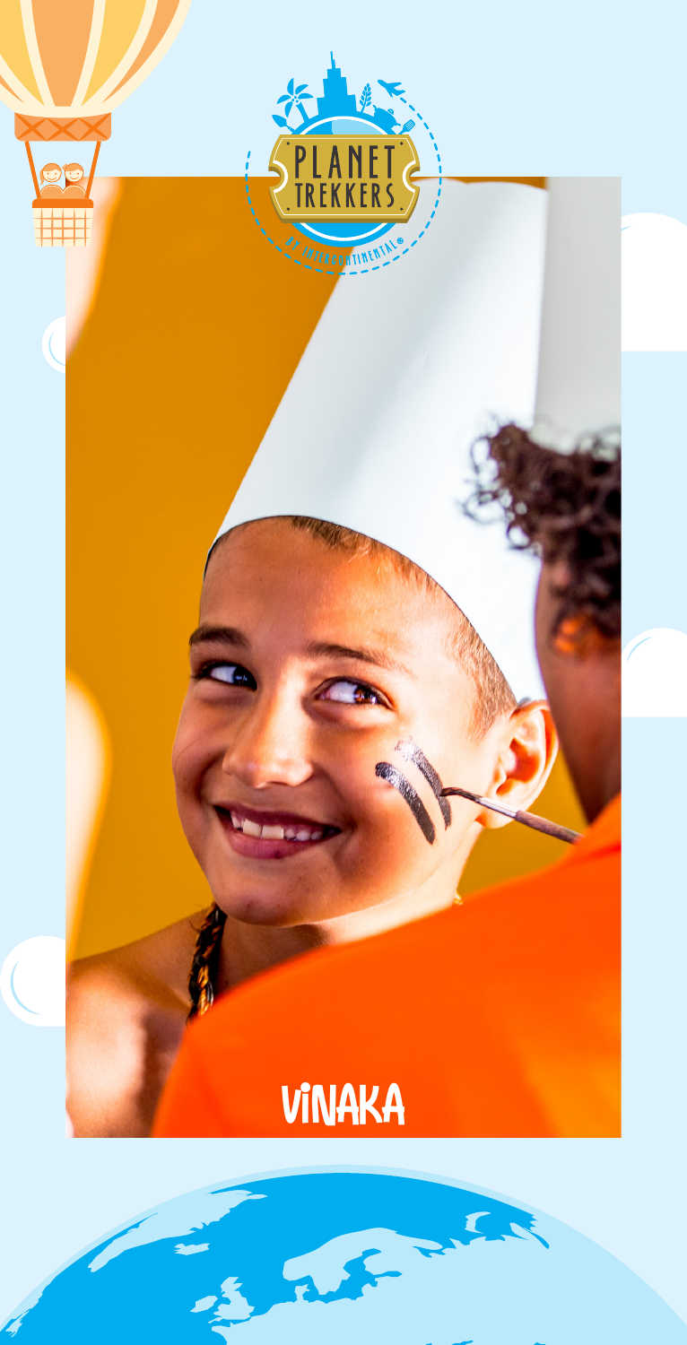PLANET TREKKERS

BY INTERCONTINENTAL®

VINAKA